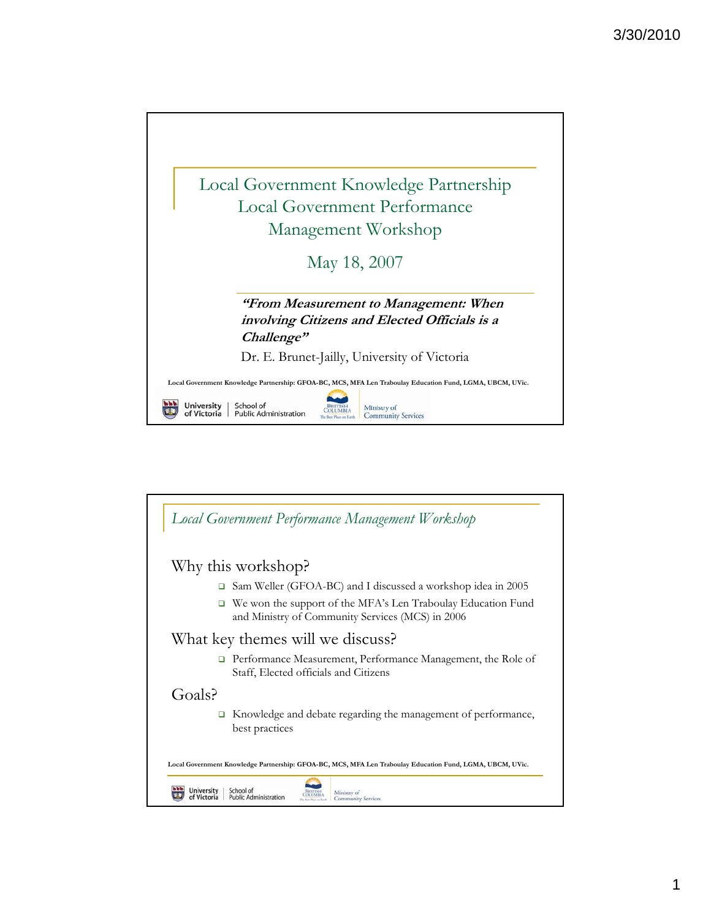# Local Government Knowledge Partnership Local Government Performance Management Workshop

May 18, 2007

***"From Measurement to Management: When involving Citizens and Elected Officials is a Challenge"***

Dr. E. Brunet-Jailly, University of Victoria

**Local Government Knowledge Partnership: GFOA-BC, MCS, MFA Len Traboulay Education Fund, LGMA, UBCM, UVic.**

University of Victoria | School of Public Administration

British Columbia — The Best Place on Earth | Ministry of Community Services

---

## *Local Government Performance Management Workshop*

### Why this workshop?

- Sam Weller (GFOA-BC) and I discussed a workshop idea in 2005
- We won the support of the MFA's Len Traboulay Education Fund and Ministry of Community Services (MCS) in 2006

### What key themes will we discuss?

- Performance Measurement, Performance Management, the Role of Staff, Elected officials and Citizens

### Goals?

- Knowledge and debate regarding the management of performance, best practices

**Local Government Knowledge Partnership: GFOA-BC, MCS, MFA Len Traboulay Education Fund, LGMA, UBCM, UVic.**

University of Victoria | School of Public Administration

British Columbia — The Best Place on Earth | Ministry of Community Services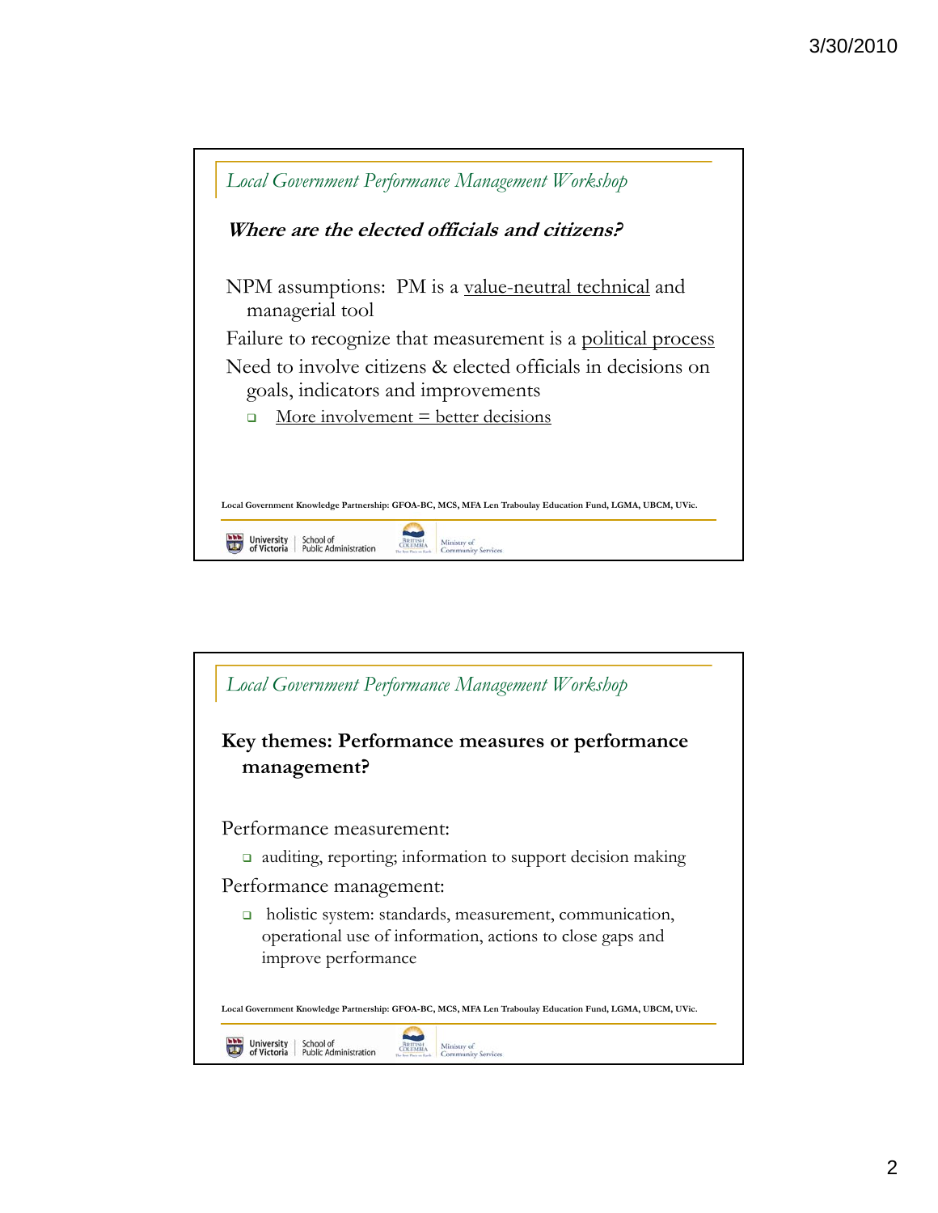## Local Government Performance Management Workshop

***Where are the elected officials and citizens?***

NPM assumptions: PM is a <u>value-neutral technical</u> and managerial tool

Failure to recognize that measurement is a <u>political process</u>

Need to involve citizens & elected officials in decisions on goals, indicators and improvements

- <u>More involvement = better decisions</u>

Local Government Knowledge Partnership: GFOA-BC, MCS, MFA Len Traboulay Education Fund, LGMA, UBCM, UVic.

## Local Government Performance Management Workshop

**Key themes: Performance measures or performance management?**

Performance measurement:

- auditing, reporting; information to support decision making

Performance management:

- holistic system: standards, measurement, communication, operational use of information, actions to close gaps and improve performance

Local Government Knowledge Partnership: GFOA-BC, MCS, MFA Len Traboulay Education Fund, LGMA, UBCM, UVic.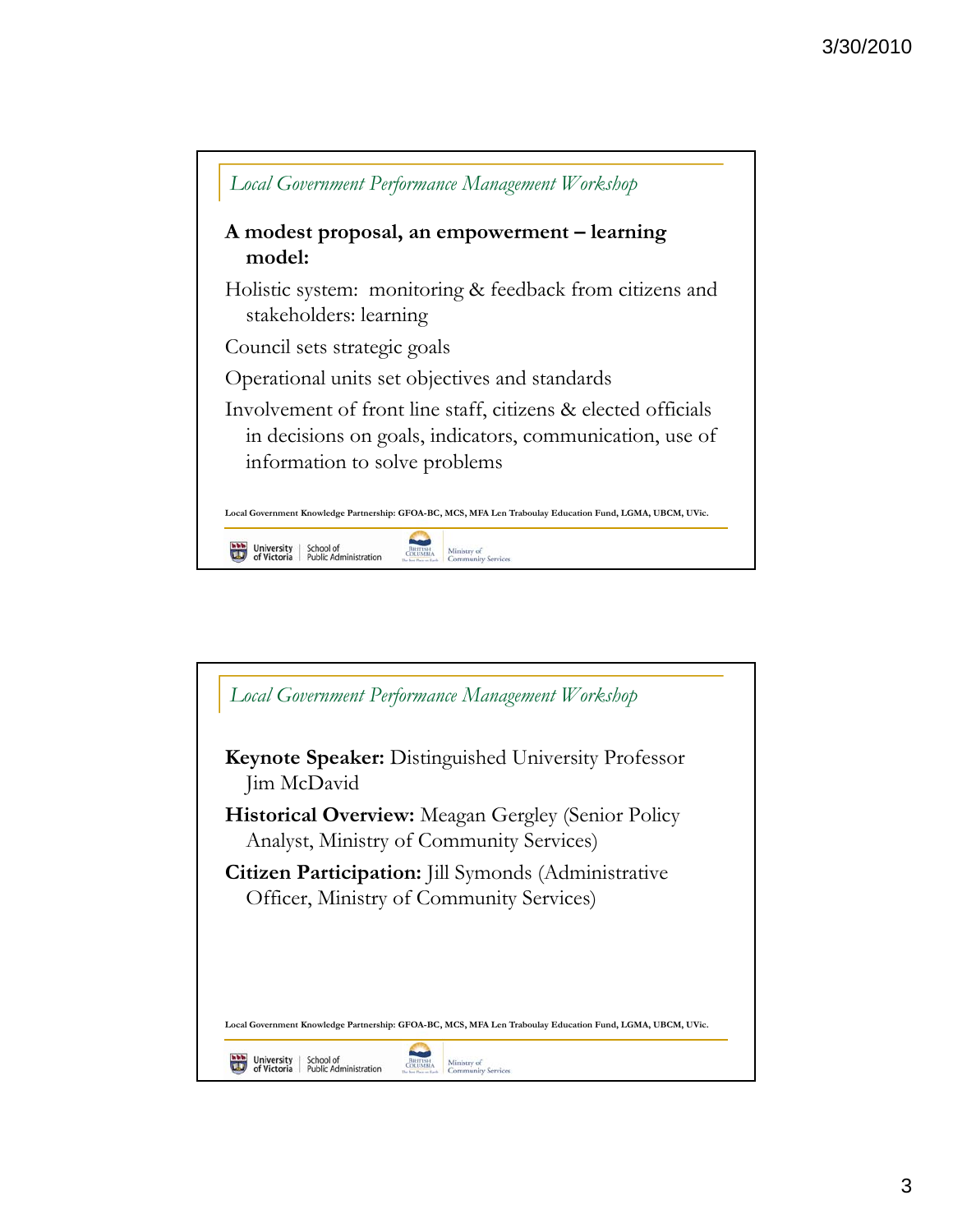## Local Government Performance Management Workshop

**A modest proposal, an empowerment – learning model:**

Holistic system: monitoring & feedback from citizens and stakeholders: learning

Council sets strategic goals

Operational units set objectives and standards

Involvement of front line staff, citizens & elected officials in decisions on goals, indicators, communication, use of information to solve problems

Local Government Knowledge Partnership: GFOA-BC, MCS, MFA Len Traboulay Education Fund, LGMA, UBCM, UVic.

University of Victoria | School of Public Administration — British Columbia | Ministry of Community Services

## Local Government Performance Management Workshop

**Keynote Speaker:** Distinguished University Professor Jim McDavid

**Historical Overview:** Meagan Gergley (Senior Policy Analyst, Ministry of Community Services)

**Citizen Participation:** Jill Symonds (Administrative Officer, Ministry of Community Services)

Local Government Knowledge Partnership: GFOA-BC, MCS, MFA Len Traboulay Education Fund, LGMA, UBCM, UVic.

University of Victoria | School of Public Administration — British Columbia | Ministry of Community Services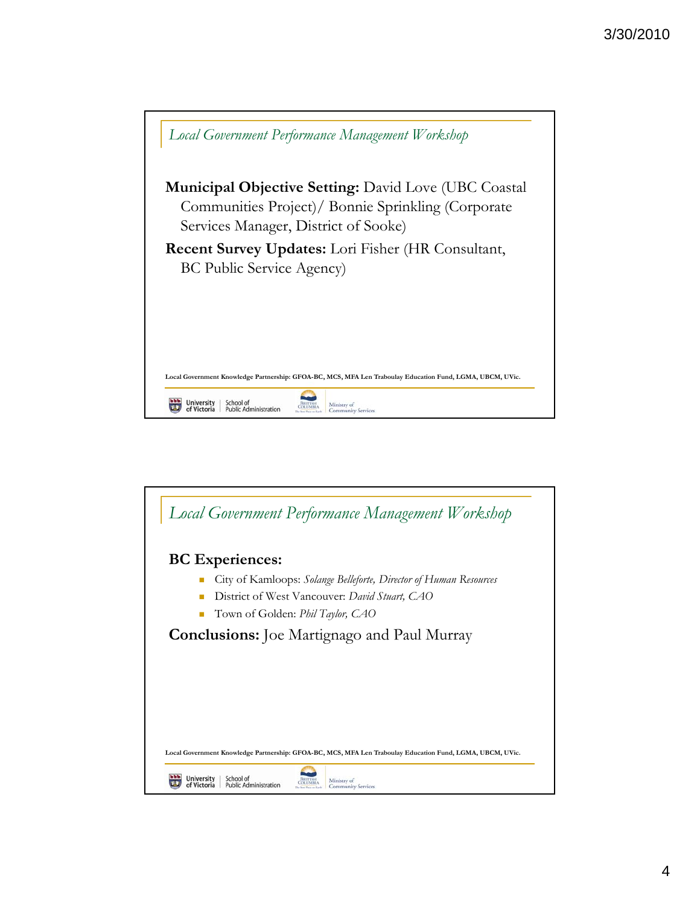## Local Government Performance Management Workshop

**Municipal Objective Setting:** David Love (UBC Coastal Communities Project)/ Bonnie Sprinkling (Corporate Services Manager, District of Sooke)

**Recent Survey Updates:** Lori Fisher (HR Consultant, BC Public Service Agency)

Local Government Knowledge Partnership: GFOA-BC, MCS, MFA Len Traboulay Education Fund, LGMA, UBCM, UVic.

University of Victoria | School of Public Administration | British Columbia | Ministry of Community Services

## Local Government Performance Management Workshop

**BC Experiences:**

- City of Kamloops: *Solange Belleforte, Director of Human Resources*
- District of West Vancouver: *David Stuart, CAO*
- Town of Golden: *Phil Taylor, CAO*

**Conclusions:** Joe Martignago and Paul Murray

Local Government Knowledge Partnership: GFOA-BC, MCS, MFA Len Traboulay Education Fund, LGMA, UBCM, UVic.

University of Victoria | School of Public Administration | British Columbia | Ministry of Community Services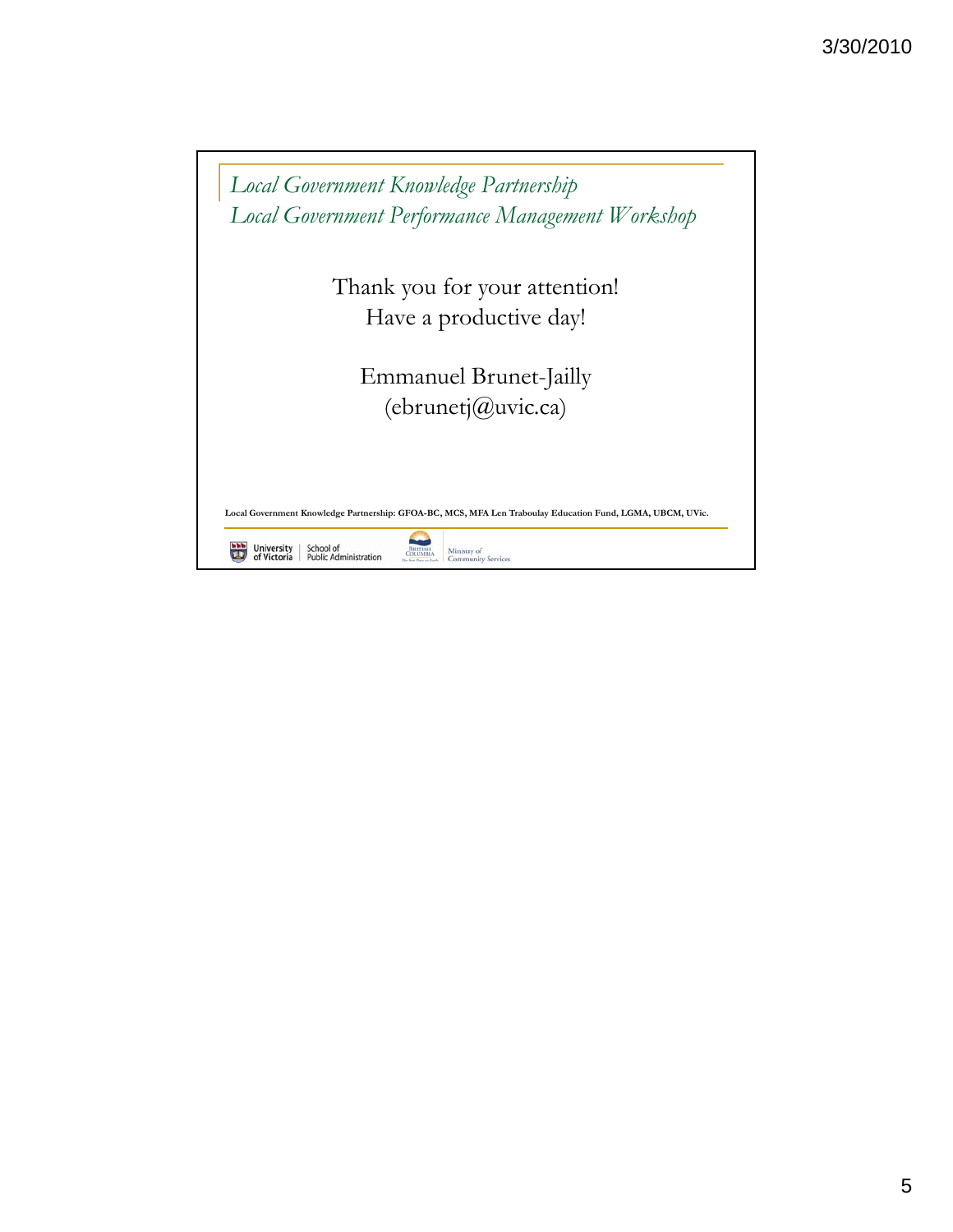*Local Government Knowledge Partnership*
*Local Government Performance Management Workshop*

Thank you for your attention!
Have a productive day!

Emmanuel Brunet-Jailly
(ebrunetj@uvic.ca)

**Local Government Knowledge Partnership: GFOA-BC, MCS, MFA Len Traboulay Education Fund, LGMA, UBCM, UVic.**

University of Victoria | School of Public Administration

British Columbia | Ministry of Community Services